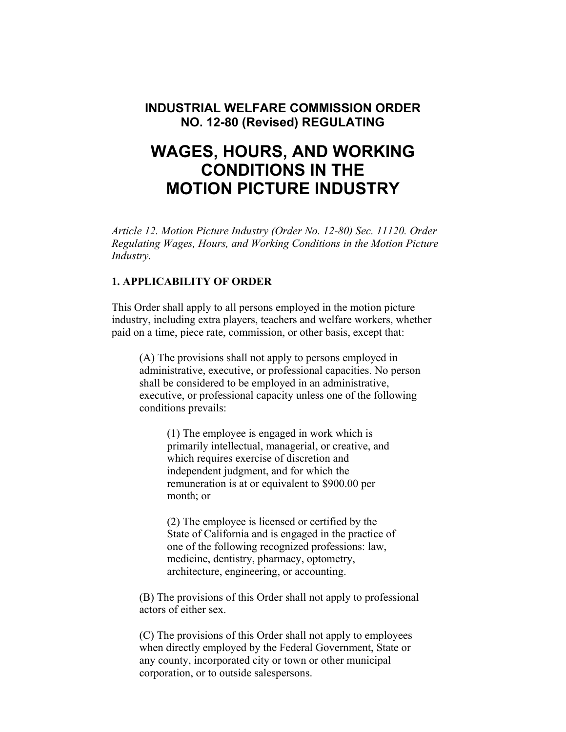**INDUSTRIAL WELFARE COMMISSION ORDER NO. 12-80 (Revised) REGULATING**

# WAGES, HOURS, AND WORKING CONDITIONS IN THE MOTION PICTURE INDUSTRY

*Article 12. Motion Picture Industry (Order No. 12-80) Sec. 11120. Order Regulating Wages, Hours, and Working Conditions in the Motion Picture Industry.*

## 1. APPLICABILITY OF ORDER

This Order shall apply to all persons employed in the motion picture industry, including extra players, teachers and welfare workers, whether paid on a time, piece rate, commission, or other basis, except that:

> (A) The provisions shall not apply to persons employed in administrative, executive, or professional capacities. No person shall be considered to be employed in an administrative, executive, or professional capacity unless one of the following conditions prevails:
>
> > (1) The employee is engaged in work which is primarily intellectual, managerial, or creative, and which requires exercise of discretion and independent judgment, and for which the remuneration is at or equivalent to $900.00 per month; or
> >
> > (2) The employee is licensed or certified by the State of California and is engaged in the practice of one of the following recognized professions: law, medicine, dentistry, pharmacy, optometry, architecture, engineering, or accounting.
>
> (B) The provisions of this Order shall not apply to professional actors of either sex.
>
> (C) The provisions of this Order shall not apply to employees when directly employed by the Federal Government, State or any county, incorporated city or town or other municipal corporation, or to outside salespersons.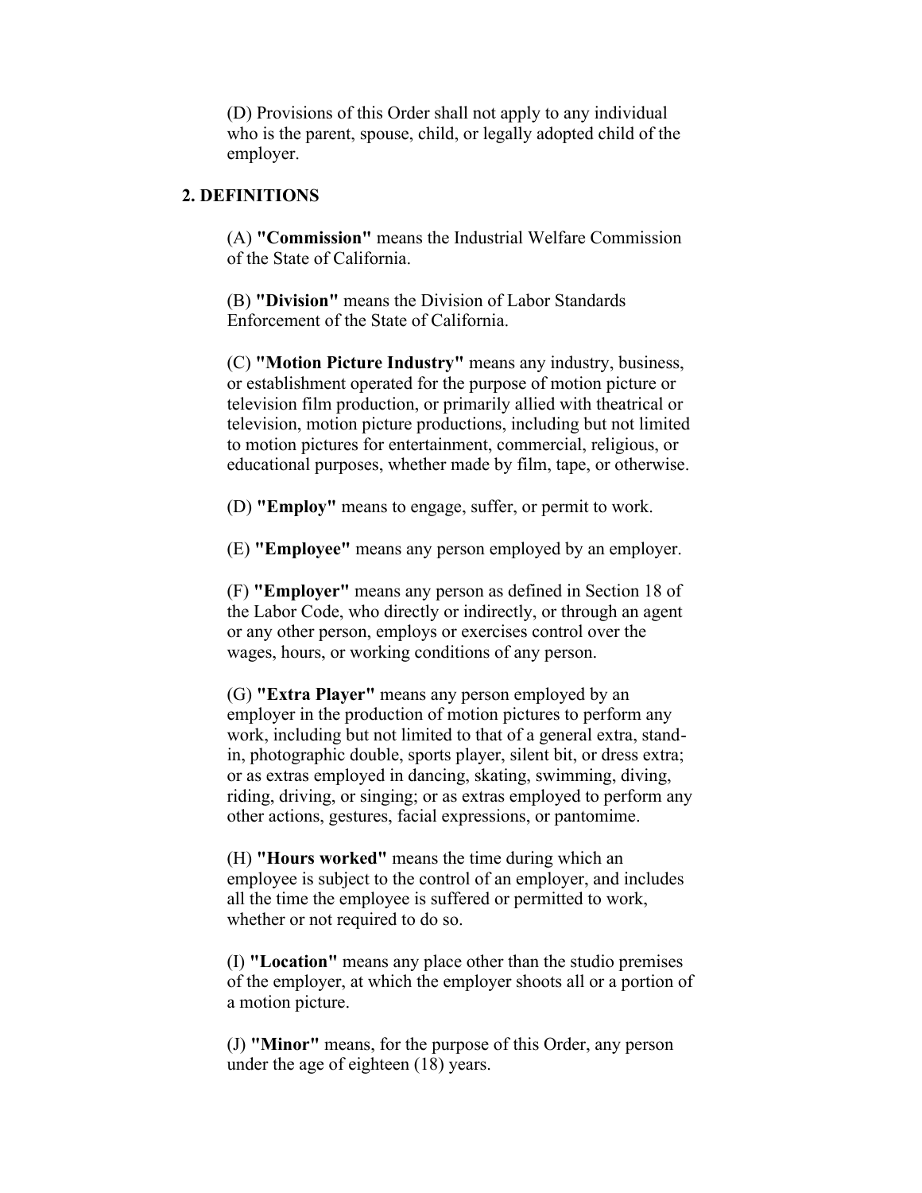(D) Provisions of this Order shall not apply to any individual who is the parent, spouse, child, or legally adopted child of the employer.

## 2. DEFINITIONS

(A) **"Commission"** means the Industrial Welfare Commission of the State of California.

(B) **"Division"** means the Division of Labor Standards Enforcement of the State of California.

(C) **"Motion Picture Industry"** means any industry, business, or establishment operated for the purpose of motion picture or television film production, or primarily allied with theatrical or television, motion picture productions, including but not limited to motion pictures for entertainment, commercial, religious, or educational purposes, whether made by film, tape, or otherwise.

(D) **"Employ"** means to engage, suffer, or permit to work.

(E) **"Employee"** means any person employed by an employer.

(F) **"Employer"** means any person as defined in Section 18 of the Labor Code, who directly or indirectly, or through an agent or any other person, employs or exercises control over the wages, hours, or working conditions of any person.

(G) **"Extra Player"** means any person employed by an employer in the production of motion pictures to perform any work, including but not limited to that of a general extra, stand-in, photographic double, sports player, silent bit, or dress extra; or as extras employed in dancing, skating, swimming, diving, riding, driving, or singing; or as extras employed to perform any other actions, gestures, facial expressions, or pantomime.

(H) **"Hours worked"** means the time during which an employee is subject to the control of an employer, and includes all the time the employee is suffered or permitted to work, whether or not required to do so.

(I) **"Location"** means any place other than the studio premises of the employer, at which the employer shoots all or a portion of a motion picture.

(J) **"Minor"** means, for the purpose of this Order, any person under the age of eighteen (18) years.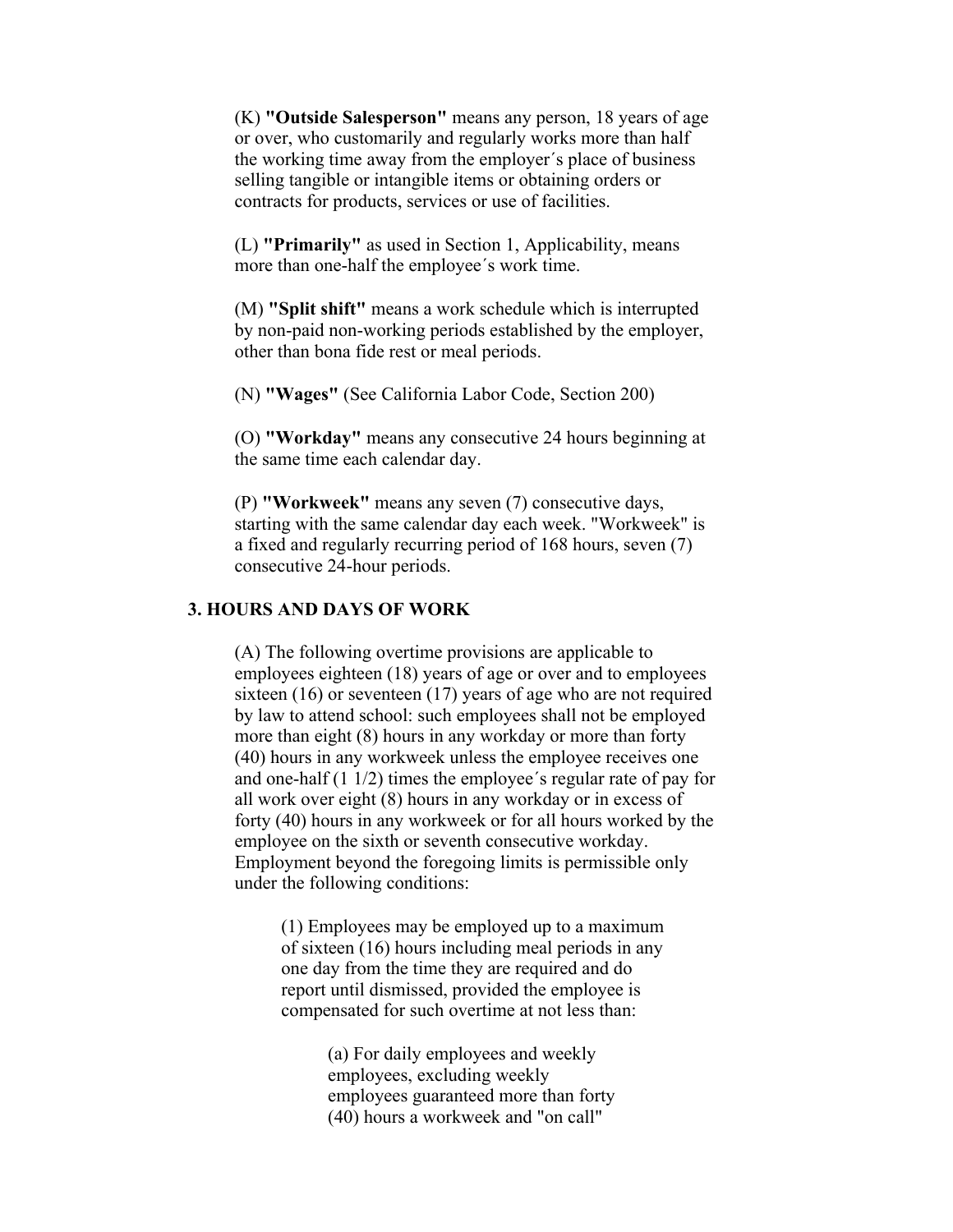(K) **"Outside Salesperson"** means any person, 18 years of age or over, who customarily and regularly works more than half the working time away from the employer´s place of business selling tangible or intangible items or obtaining orders or contracts for products, services or use of facilities.

(L) **"Primarily"** as used in Section 1, Applicability, means more than one-half the employee´s work time.

(M) **"Split shift"** means a work schedule which is interrupted by non-paid non-working periods established by the employer, other than bona fide rest or meal periods.

(N) **"Wages"** (See California Labor Code, Section 200)

(O) **"Workday"** means any consecutive 24 hours beginning at the same time each calendar day.

(P) **"Workweek"** means any seven (7) consecutive days, starting with the same calendar day each week. "Workweek" is a fixed and regularly recurring period of 168 hours, seven (7) consecutive 24-hour periods.

## 3. HOURS AND DAYS OF WORK

(A) The following overtime provisions are applicable to employees eighteen (18) years of age or over and to employees sixteen (16) or seventeen (17) years of age who are not required by law to attend school: such employees shall not be employed more than eight (8) hours in any workday or more than forty (40) hours in any workweek unless the employee receives one and one-half (1 1/2) times the employee´s regular rate of pay for all work over eight (8) hours in any workday or in excess of forty (40) hours in any workweek or for all hours worked by the employee on the sixth or seventh consecutive workday. Employment beyond the foregoing limits is permissible only under the following conditions:

(1) Employees may be employed up to a maximum of sixteen (16) hours including meal periods in any one day from the time they are required and do report until dismissed, provided the employee is compensated for such overtime at not less than:

(a) For daily employees and weekly employees, excluding weekly employees guaranteed more than forty (40) hours a workweek and "on call"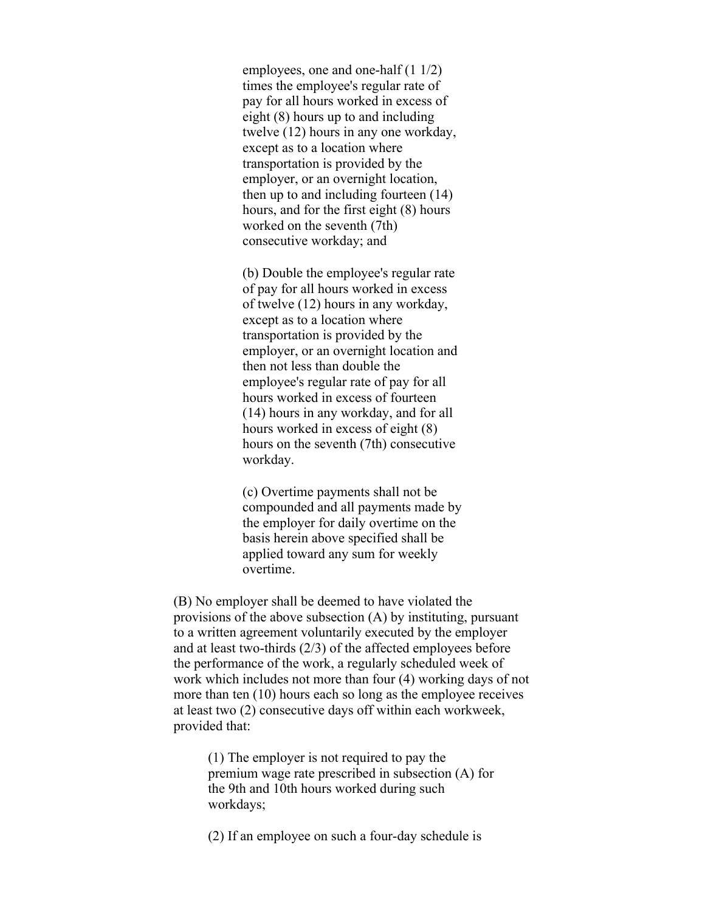employees, one and one-half (1 1/2) times the employee's regular rate of pay for all hours worked in excess of eight (8) hours up to and including twelve (12) hours in any one workday, except as to a location where transportation is provided by the employer, or an overnight location, then up to and including fourteen (14) hours, and for the first eight (8) hours worked on the seventh (7th) consecutive workday; and

(b) Double the employee's regular rate of pay for all hours worked in excess of twelve (12) hours in any workday, except as to a location where transportation is provided by the employer, or an overnight location and then not less than double the employee's regular rate of pay for all hours worked in excess of fourteen (14) hours in any workday, and for all hours worked in excess of eight (8) hours on the seventh (7th) consecutive workday.

(c) Overtime payments shall not be compounded and all payments made by the employer for daily overtime on the basis herein above specified shall be applied toward any sum for weekly overtime.

(B) No employer shall be deemed to have violated the provisions of the above subsection (A) by instituting, pursuant to a written agreement voluntarily executed by the employer and at least two-thirds (2/3) of the affected employees before the performance of the work, a regularly scheduled week of work which includes not more than four (4) working days of not more than ten (10) hours each so long as the employee receives at least two (2) consecutive days off within each workweek, provided that:

(1) The employer is not required to pay the premium wage rate prescribed in subsection (A) for the 9th and 10th hours worked during such workdays;

(2) If an employee on such a four-day schedule is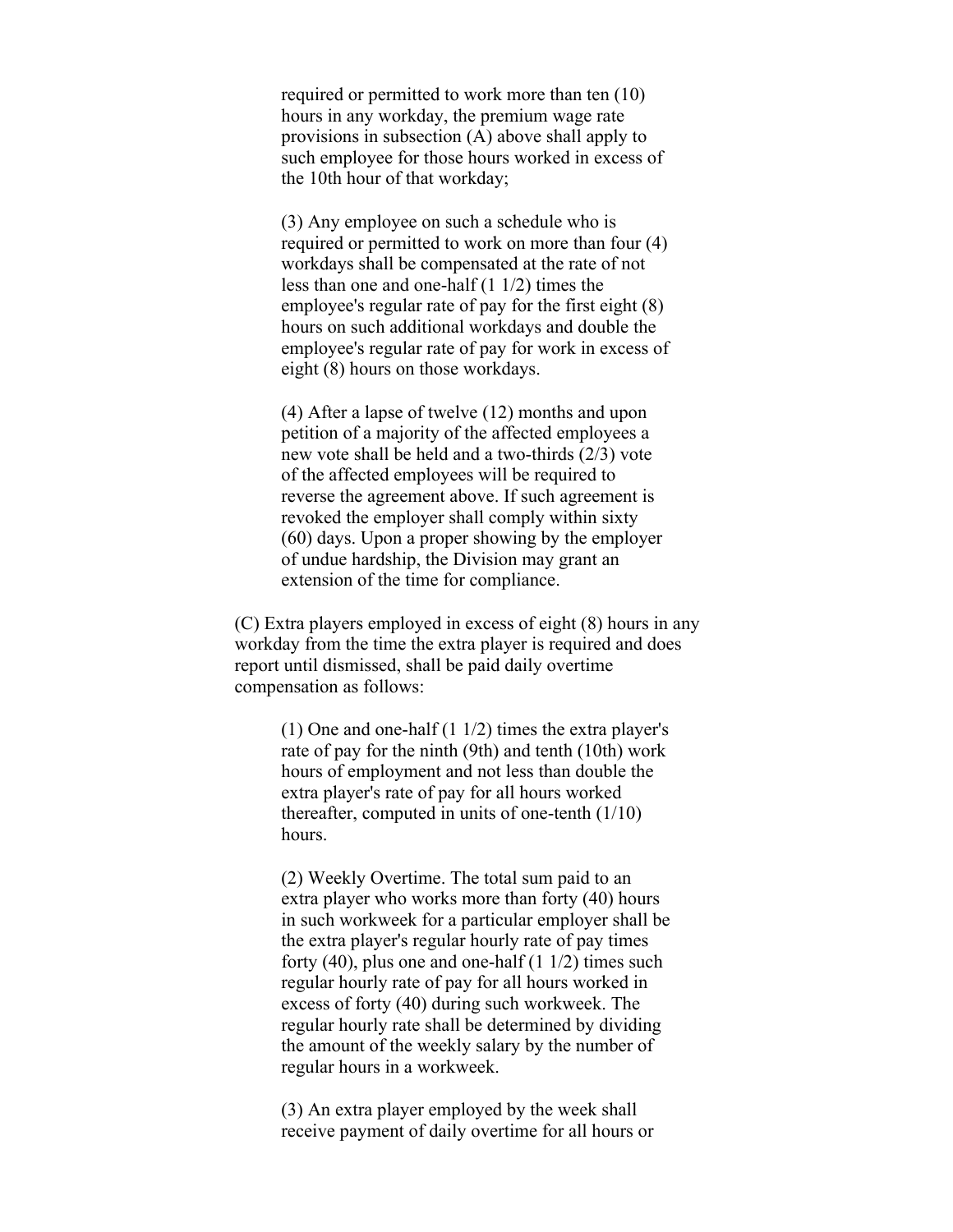required or permitted to work more than ten (10) hours in any workday, the premium wage rate provisions in subsection (A) above shall apply to such employee for those hours worked in excess of the 10th hour of that workday;

(3) Any employee on such a schedule who is required or permitted to work on more than four (4) workdays shall be compensated at the rate of not less than one and one-half (1 1/2) times the employee's regular rate of pay for the first eight (8) hours on such additional workdays and double the employee's regular rate of pay for work in excess of eight (8) hours on those workdays.

(4) After a lapse of twelve (12) months and upon petition of a majority of the affected employees a new vote shall be held and a two-thirds (2/3) vote of the affected employees will be required to reverse the agreement above. If such agreement is revoked the employer shall comply within sixty (60) days. Upon a proper showing by the employer of undue hardship, the Division may grant an extension of the time for compliance.

(C) Extra players employed in excess of eight (8) hours in any workday from the time the extra player is required and does report until dismissed, shall be paid daily overtime compensation as follows:

(1) One and one-half (1 1/2) times the extra player's rate of pay for the ninth (9th) and tenth (10th) work hours of employment and not less than double the extra player's rate of pay for all hours worked thereafter, computed in units of one-tenth (1/10) hours.

(2) Weekly Overtime. The total sum paid to an extra player who works more than forty (40) hours in such workweek for a particular employer shall be the extra player's regular hourly rate of pay times forty (40), plus one and one-half (1 1/2) times such regular hourly rate of pay for all hours worked in excess of forty (40) during such workweek. The regular hourly rate shall be determined by dividing the amount of the weekly salary by the number of regular hours in a workweek.

(3) An extra player employed by the week shall receive payment of daily overtime for all hours or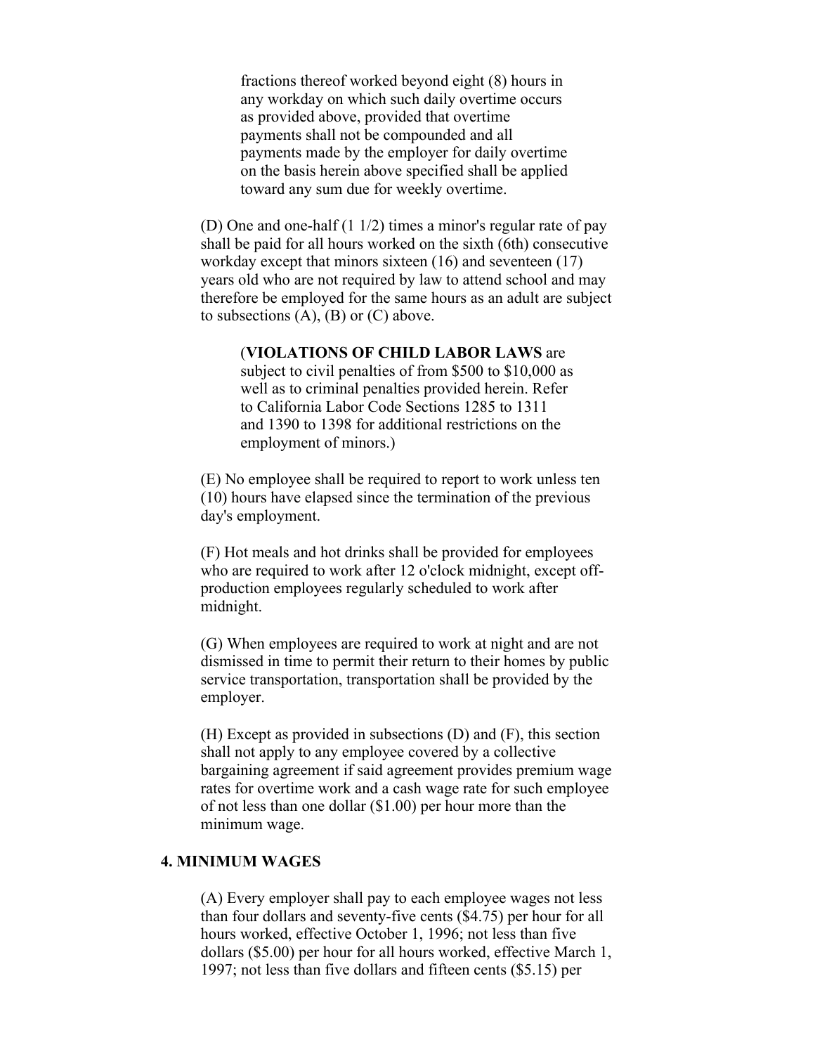fractions thereof worked beyond eight (8) hours in any workday on which such daily overtime occurs as provided above, provided that overtime payments shall not be compounded and all payments made by the employer for daily overtime on the basis herein above specified shall be applied toward any sum due for weekly overtime.

(D) One and one-half (1 1/2) times a minor's regular rate of pay shall be paid for all hours worked on the sixth (6th) consecutive workday except that minors sixteen (16) and seventeen (17) years old who are not required by law to attend school and may therefore be employed for the same hours as an adult are subject to subsections (A), (B) or (C) above.

(**VIOLATIONS OF CHILD LABOR LAWS** are subject to civil penalties of from $500 to $10,000 as well as to criminal penalties provided herein. Refer to California Labor Code Sections 1285 to 1311 and 1390 to 1398 for additional restrictions on the employment of minors.)

(E) No employee shall be required to report to work unless ten (10) hours have elapsed since the termination of the previous day's employment.

(F) Hot meals and hot drinks shall be provided for employees who are required to work after 12 o'clock midnight, except off-production employees regularly scheduled to work after midnight.

(G) When employees are required to work at night and are not dismissed in time to permit their return to their homes by public service transportation, transportation shall be provided by the employer.

(H) Except as provided in subsections (D) and (F), this section shall not apply to any employee covered by a collective bargaining agreement if said agreement provides premium wage rates for overtime work and a cash wage rate for such employee of not less than one dollar ($1.00) per hour more than the minimum wage.

## 4. MINIMUM WAGES

(A) Every employer shall pay to each employee wages not less than four dollars and seventy-five cents ($4.75) per hour for all hours worked, effective October 1, 1996; not less than five dollars ($5.00) per hour for all hours worked, effective March 1, 1997; not less than five dollars and fifteen cents ($5.15) per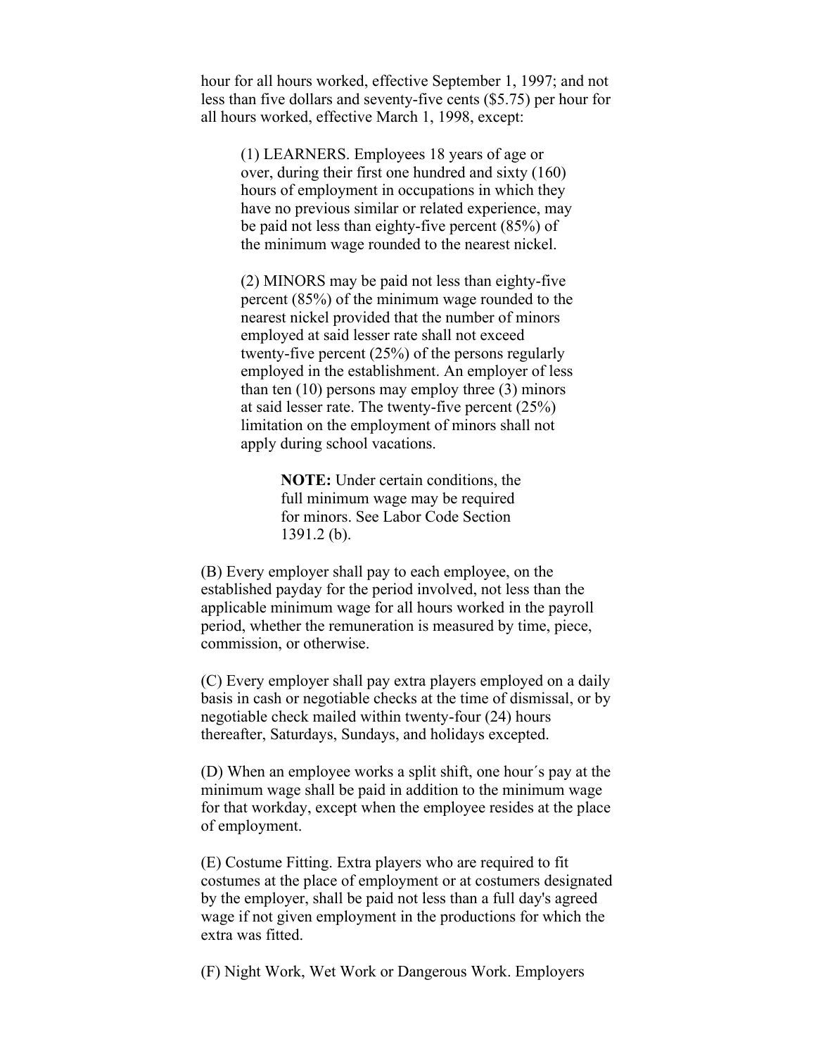hour for all hours worked, effective September 1, 1997; and not less than five dollars and seventy-five cents ($5.75) per hour for all hours worked, effective March 1, 1998, except:

> (1) LEARNERS. Employees 18 years of age or over, during their first one hundred and sixty (160) hours of employment in occupations in which they have no previous similar or related experience, may be paid not less than eighty-five percent (85%) of the minimum wage rounded to the nearest nickel.
>
> (2) MINORS may be paid not less than eighty-five percent (85%) of the minimum wage rounded to the nearest nickel provided that the number of minors employed at said lesser rate shall not exceed twenty-five percent (25%) of the persons regularly employed in the establishment. An employer of less than ten (10) persons may employ three (3) minors at said lesser rate. The twenty-five percent (25%) limitation on the employment of minors shall not apply during school vacations.
>
> > **NOTE:** Under certain conditions, the full minimum wage may be required for minors. See Labor Code Section 1391.2 (b).

(B) Every employer shall pay to each employee, on the established payday for the period involved, not less than the applicable minimum wage for all hours worked in the payroll period, whether the remuneration is measured by time, piece, commission, or otherwise.

(C) Every employer shall pay extra players employed on a daily basis in cash or negotiable checks at the time of dismissal, or by negotiable check mailed within twenty-four (24) hours thereafter, Saturdays, Sundays, and holidays excepted.

(D) When an employee works a split shift, one hour´s pay at the minimum wage shall be paid in addition to the minimum wage for that workday, except when the employee resides at the place of employment.

(E) Costume Fitting. Extra players who are required to fit costumes at the place of employment or at costumers designated by the employer, shall be paid not less than a full day's agreed wage if not given employment in the productions for which the extra was fitted.

(F) Night Work, Wet Work or Dangerous Work. Employers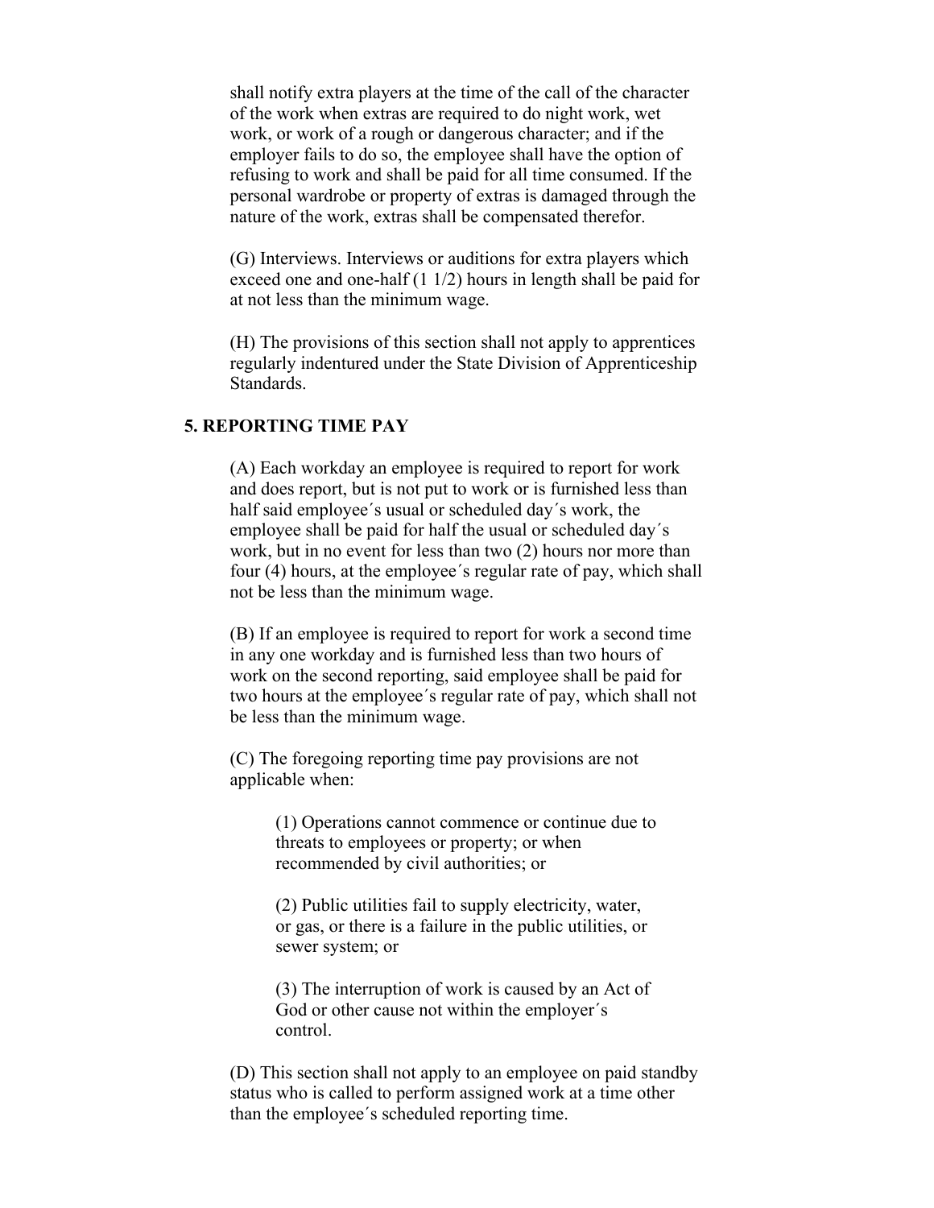shall notify extra players at the time of the call of the character of the work when extras are required to do night work, wet work, or work of a rough or dangerous character; and if the employer fails to do so, the employee shall have the option of refusing to work and shall be paid for all time consumed. If the personal wardrobe or property of extras is damaged through the nature of the work, extras shall be compensated therefor.

(G) Interviews. Interviews or auditions for extra players which exceed one and one-half (1 1/2) hours in length shall be paid for at not less than the minimum wage.

(H) The provisions of this section shall not apply to apprentices regularly indentured under the State Division of Apprenticeship Standards.

## 5. REPORTING TIME PAY

(A) Each workday an employee is required to report for work and does report, but is not put to work or is furnished less than half said employee´s usual or scheduled day´s work, the employee shall be paid for half the usual or scheduled day´s work, but in no event for less than two (2) hours nor more than four (4) hours, at the employee´s regular rate of pay, which shall not be less than the minimum wage.

(B) If an employee is required to report for work a second time in any one workday and is furnished less than two hours of work on the second reporting, said employee shall be paid for two hours at the employee´s regular rate of pay, which shall not be less than the minimum wage.

(C) The foregoing reporting time pay provisions are not applicable when:

> (1) Operations cannot commence or continue due to threats to employees or property; or when recommended by civil authorities; or
>
> (2) Public utilities fail to supply electricity, water, or gas, or there is a failure in the public utilities, or sewer system; or
>
> (3) The interruption of work is caused by an Act of God or other cause not within the employer´s control.

(D) This section shall not apply to an employee on paid standby status who is called to perform assigned work at a time other than the employee´s scheduled reporting time.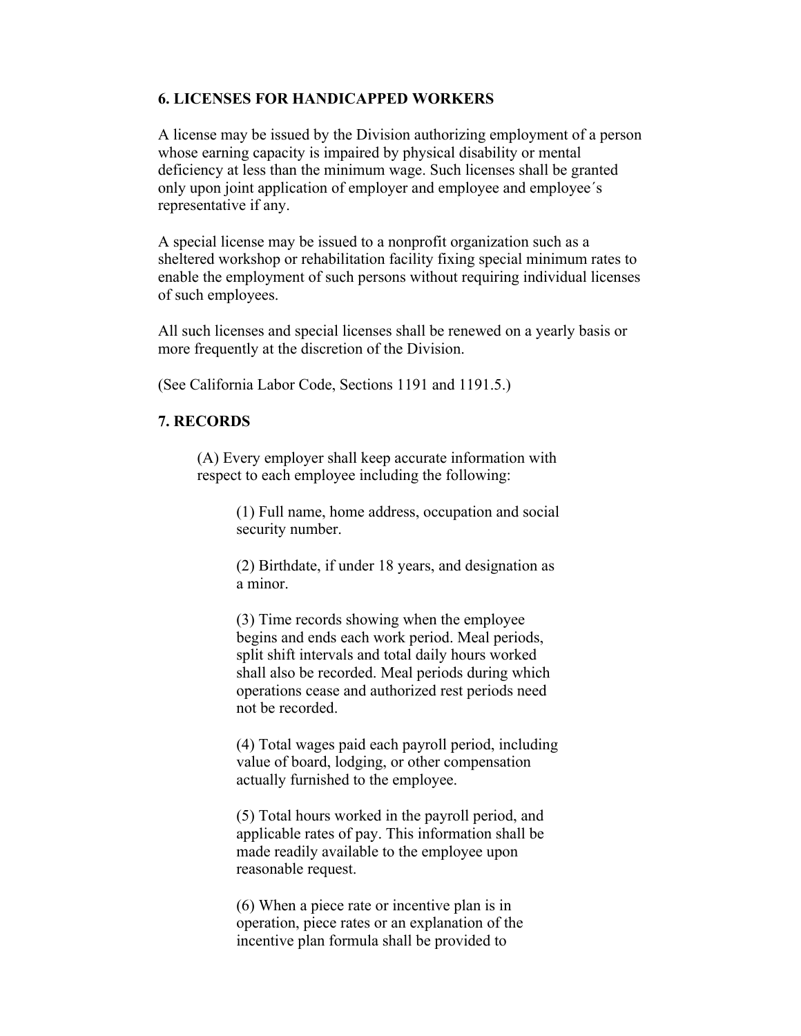## 6. LICENSES FOR HANDICAPPED WORKERS

A license may be issued by the Division authorizing employment of a person whose earning capacity is impaired by physical disability or mental deficiency at less than the minimum wage. Such licenses shall be granted only upon joint application of employer and employee and employee´s representative if any.

A special license may be issued to a nonprofit organization such as a sheltered workshop or rehabilitation facility fixing special minimum rates to enable the employment of such persons without requiring individual licenses of such employees.

All such licenses and special licenses shall be renewed on a yearly basis or more frequently at the discretion of the Division.

(See California Labor Code, Sections 1191 and 1191.5.)

## 7. RECORDS

(A) Every employer shall keep accurate information with respect to each employee including the following:

(1) Full name, home address, occupation and social security number.

(2) Birthdate, if under 18 years, and designation as a minor.

(3) Time records showing when the employee begins and ends each work period. Meal periods, split shift intervals and total daily hours worked shall also be recorded. Meal periods during which operations cease and authorized rest periods need not be recorded.

(4) Total wages paid each payroll period, including value of board, lodging, or other compensation actually furnished to the employee.

(5) Total hours worked in the payroll period, and applicable rates of pay. This information shall be made readily available to the employee upon reasonable request.

(6) When a piece rate or incentive plan is in operation, piece rates or an explanation of the incentive plan formula shall be provided to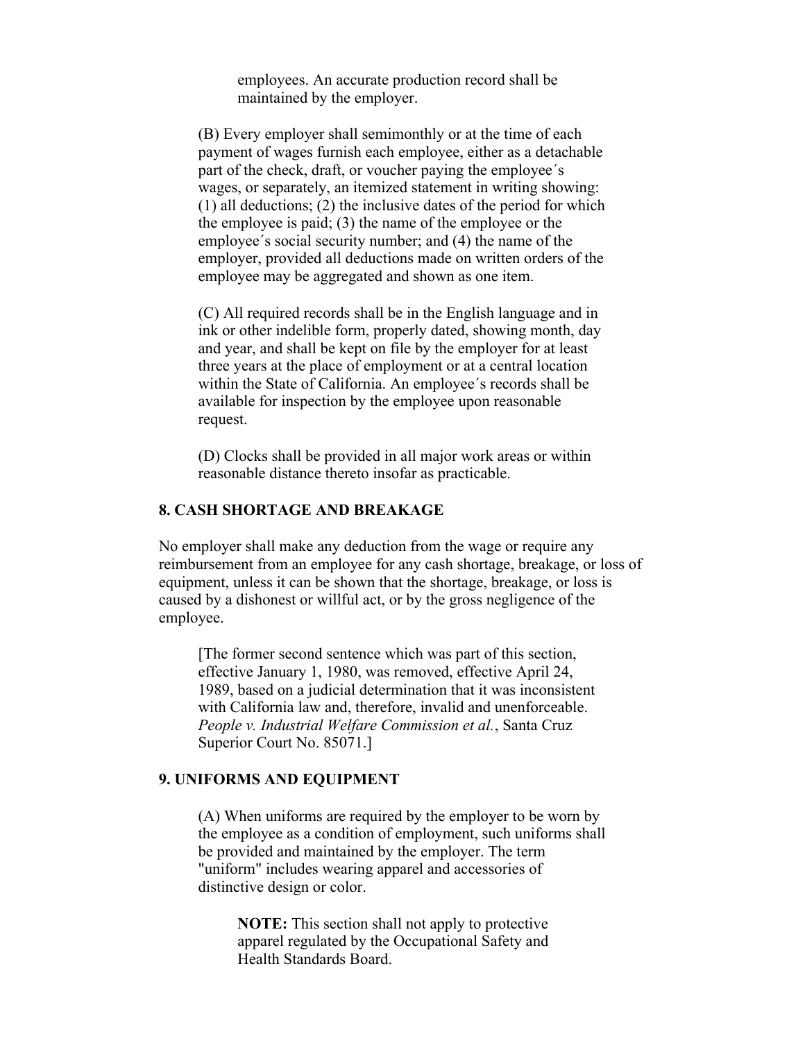employees. An accurate production record shall be maintained by the employer.

(B) Every employer shall semimonthly or at the time of each payment of wages furnish each employee, either as a detachable part of the check, draft, or voucher paying the employee´s wages, or separately, an itemized statement in writing showing: (1) all deductions; (2) the inclusive dates of the period for which the employee is paid; (3) the name of the employee or the employee´s social security number; and (4) the name of the employer, provided all deductions made on written orders of the employee may be aggregated and shown as one item.

(C) All required records shall be in the English language and in ink or other indelible form, properly dated, showing month, day and year, and shall be kept on file by the employer for at least three years at the place of employment or at a central location within the State of California. An employee´s records shall be available for inspection by the employee upon reasonable request.

(D) Clocks shall be provided in all major work areas or within reasonable distance thereto insofar as practicable.

### 8. CASH SHORTAGE AND BREAKAGE

No employer shall make any deduction from the wage or require any reimbursement from an employee for any cash shortage, breakage, or loss of equipment, unless it can be shown that the shortage, breakage, or loss is caused by a dishonest or willful act, or by the gross negligence of the employee.

[The former second sentence which was part of this section, effective January 1, 1980, was removed, effective April 24, 1989, based on a judicial determination that it was inconsistent with California law and, therefore, invalid and unenforceable. *People v. Industrial Welfare Commission et al.*, Santa Cruz Superior Court No. 85071.]

### 9. UNIFORMS AND EQUIPMENT

(A) When uniforms are required by the employer to be worn by the employee as a condition of employment, such uniforms shall be provided and maintained by the employer. The term "uniform" includes wearing apparel and accessories of distinctive design or color.

**NOTE:** This section shall not apply to protective apparel regulated by the Occupational Safety and Health Standards Board.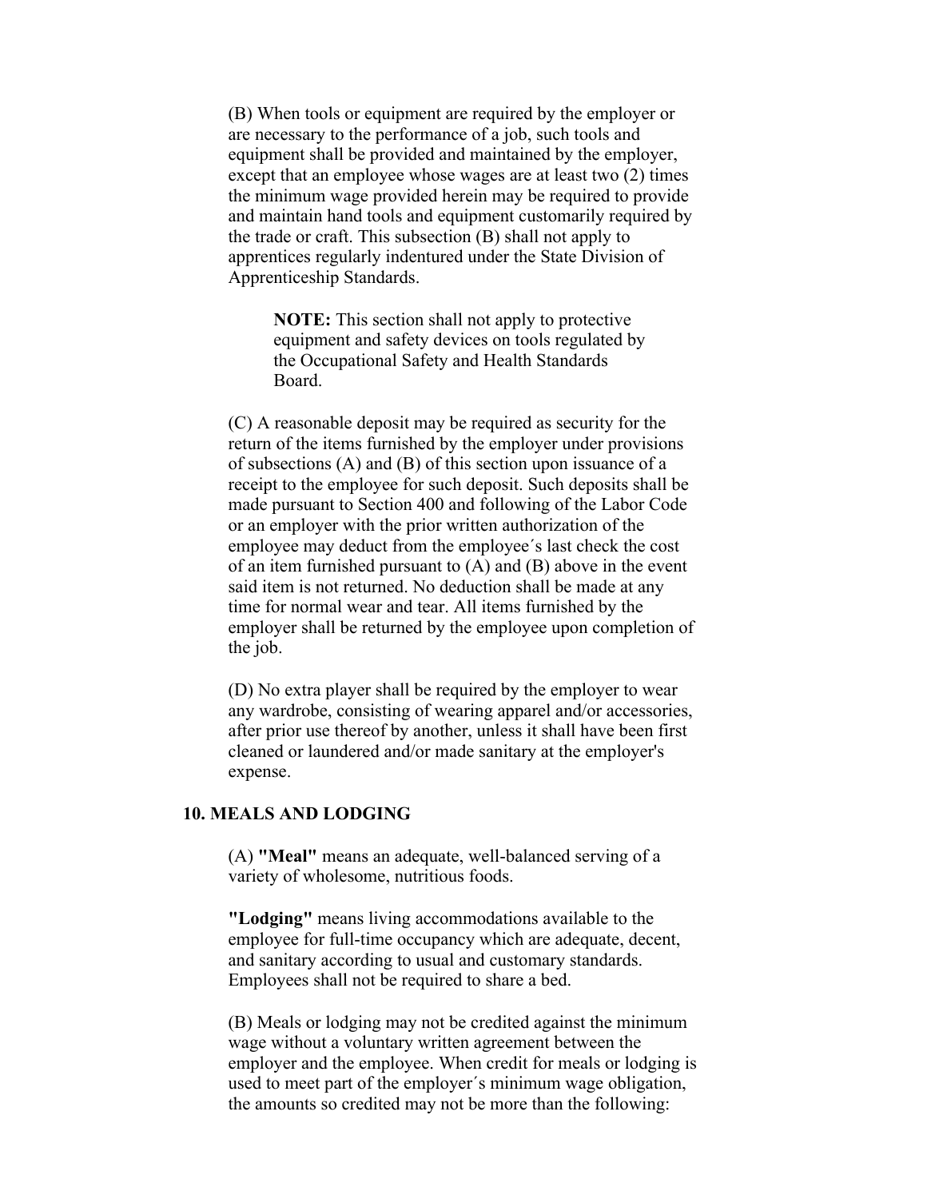(B) When tools or equipment are required by the employer or are necessary to the performance of a job, such tools and equipment shall be provided and maintained by the employer, except that an employee whose wages are at least two (2) times the minimum wage provided herein may be required to provide and maintain hand tools and equipment customarily required by the trade or craft. This subsection (B) shall not apply to apprentices regularly indentured under the State Division of Apprenticeship Standards.

> **NOTE:** This section shall not apply to protective equipment and safety devices on tools regulated by the Occupational Safety and Health Standards Board.

(C) A reasonable deposit may be required as security for the return of the items furnished by the employer under provisions of subsections (A) and (B) of this section upon issuance of a receipt to the employee for such deposit. Such deposits shall be made pursuant to Section 400 and following of the Labor Code or an employer with the prior written authorization of the employee may deduct from the employee´s last check the cost of an item furnished pursuant to (A) and (B) above in the event said item is not returned. No deduction shall be made at any time for normal wear and tear. All items furnished by the employer shall be returned by the employee upon completion of the job.

(D) No extra player shall be required by the employer to wear any wardrobe, consisting of wearing apparel and/or accessories, after prior use thereof by another, unless it shall have been first cleaned or laundered and/or made sanitary at the employer's expense.

## 10. MEALS AND LODGING

(A) **"Meal"** means an adequate, well-balanced serving of a variety of wholesome, nutritious foods.

**"Lodging"** means living accommodations available to the employee for full-time occupancy which are adequate, decent, and sanitary according to usual and customary standards. Employees shall not be required to share a bed.

(B) Meals or lodging may not be credited against the minimum wage without a voluntary written agreement between the employer and the employee. When credit for meals or lodging is used to meet part of the employer´s minimum wage obligation, the amounts so credited may not be more than the following: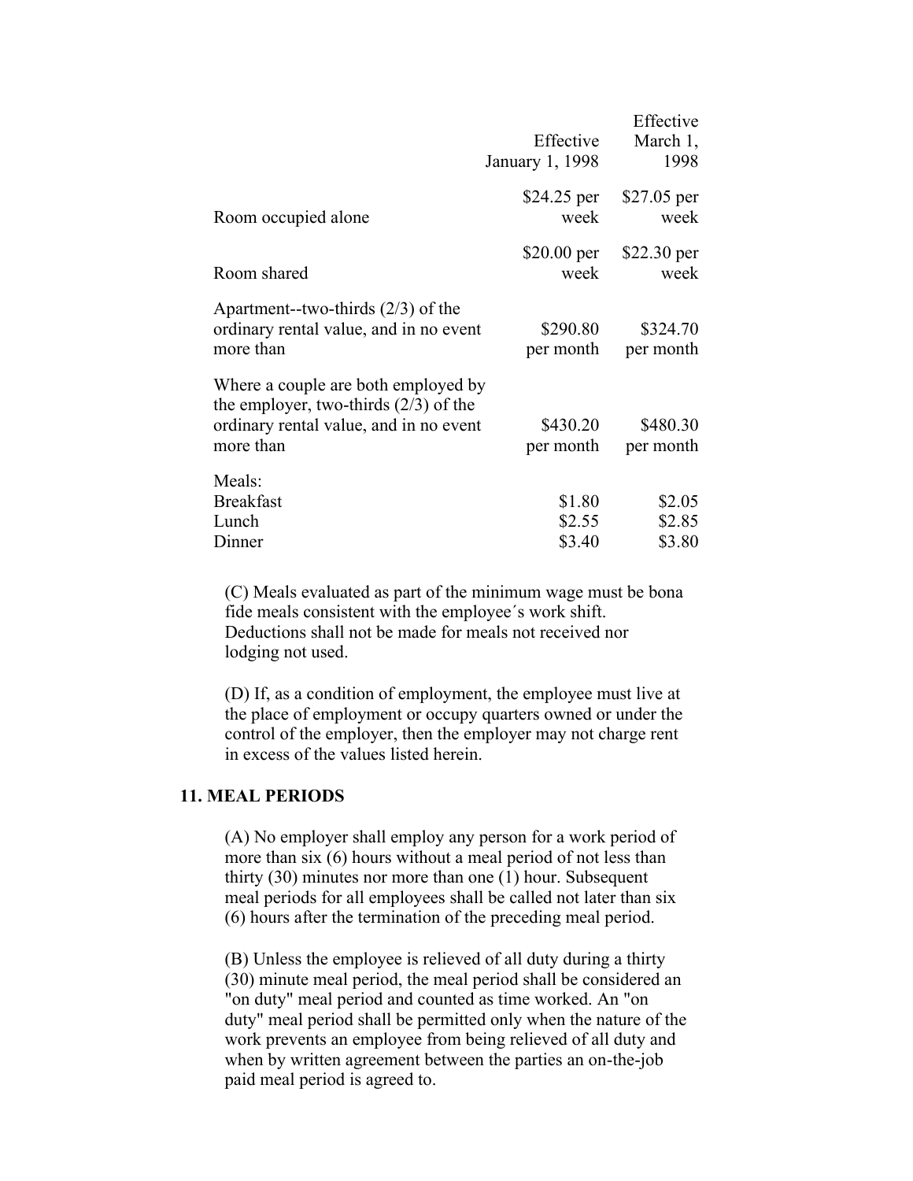| | Effective January 1, 1998 | Effective March 1, 1998 |
|---|---|---|
| Room occupied alone | $24.25 per week | $27.05 per week |
| Room shared | $20.00 per week | $22.30 per week |
| Apartment--two-thirds (2/3) of the ordinary rental value, and in no event more than | $290.80 per month | $324.70 per month |
| Where a couple are both employed by the employer, two-thirds (2/3) of the ordinary rental value, and in no event more than | $430.20 per month | $480.30 per month |
| Meals: | | |
| Breakfast | $1.80 | $2.05 |
| Lunch | $2.55 | $2.85 |
| Dinner | $3.40 | $3.80 |

(C) Meals evaluated as part of the minimum wage must be bona fide meals consistent with the employee´s work shift. Deductions shall not be made for meals not received nor lodging not used.

(D) If, as a condition of employment, the employee must live at the place of employment or occupy quarters owned or under the control of the employer, then the employer may not charge rent in excess of the values listed herein.

## 11. MEAL PERIODS

(A) No employer shall employ any person for a work period of more than six (6) hours without a meal period of not less than thirty (30) minutes nor more than one (1) hour. Subsequent meal periods for all employees shall be called not later than six (6) hours after the termination of the preceding meal period.

(B) Unless the employee is relieved of all duty during a thirty (30) minute meal period, the meal period shall be considered an "on duty" meal period and counted as time worked. An "on duty" meal period shall be permitted only when the nature of the work prevents an employee from being relieved of all duty and when by written agreement between the parties an on-the-job paid meal period is agreed to.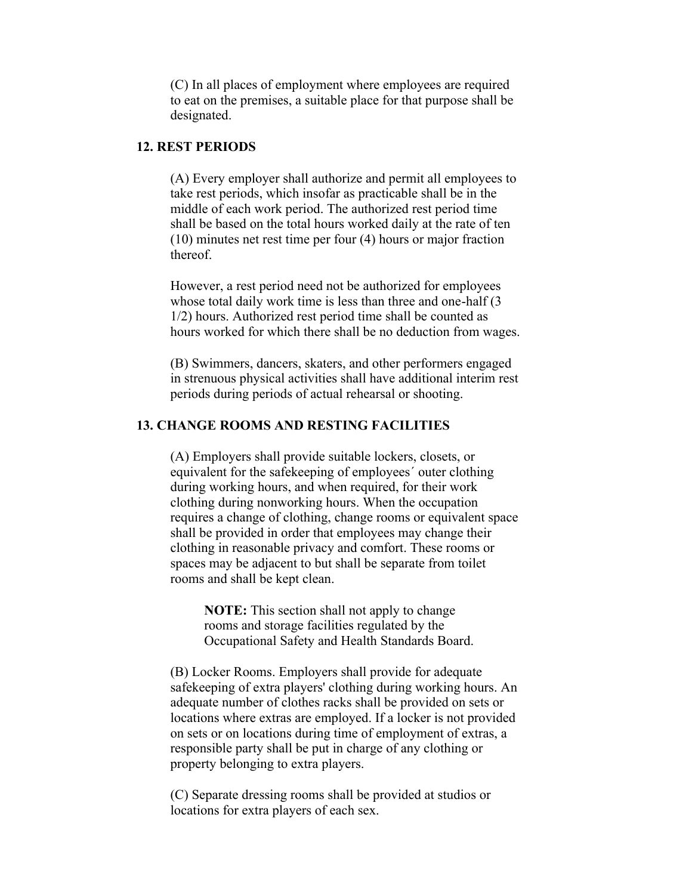(C) In all places of employment where employees are required to eat on the premises, a suitable place for that purpose shall be designated.

## 12. REST PERIODS

(A) Every employer shall authorize and permit all employees to take rest periods, which insofar as practicable shall be in the middle of each work period. The authorized rest period time shall be based on the total hours worked daily at the rate of ten (10) minutes net rest time per four (4) hours or major fraction thereof.

However, a rest period need not be authorized for employees whose total daily work time is less than three and one-half (3 1/2) hours. Authorized rest period time shall be counted as hours worked for which there shall be no deduction from wages.

(B) Swimmers, dancers, skaters, and other performers engaged in strenuous physical activities shall have additional interim rest periods during periods of actual rehearsal or shooting.

## 13. CHANGE ROOMS AND RESTING FACILITIES

(A) Employers shall provide suitable lockers, closets, or equivalent for the safekeeping of employees´ outer clothing during working hours, and when required, for their work clothing during nonworking hours. When the occupation requires a change of clothing, change rooms or equivalent space shall be provided in order that employees may change their clothing in reasonable privacy and comfort. These rooms or spaces may be adjacent to but shall be separate from toilet rooms and shall be kept clean.

> **NOTE:** This section shall not apply to change rooms and storage facilities regulated by the Occupational Safety and Health Standards Board.

(B) Locker Rooms. Employers shall provide for adequate safekeeping of extra players' clothing during working hours. An adequate number of clothes racks shall be provided on sets or locations where extras are employed. If a locker is not provided on sets or on locations during time of employment of extras, a responsible party shall be put in charge of any clothing or property belonging to extra players.

(C) Separate dressing rooms shall be provided at studios or locations for extra players of each sex.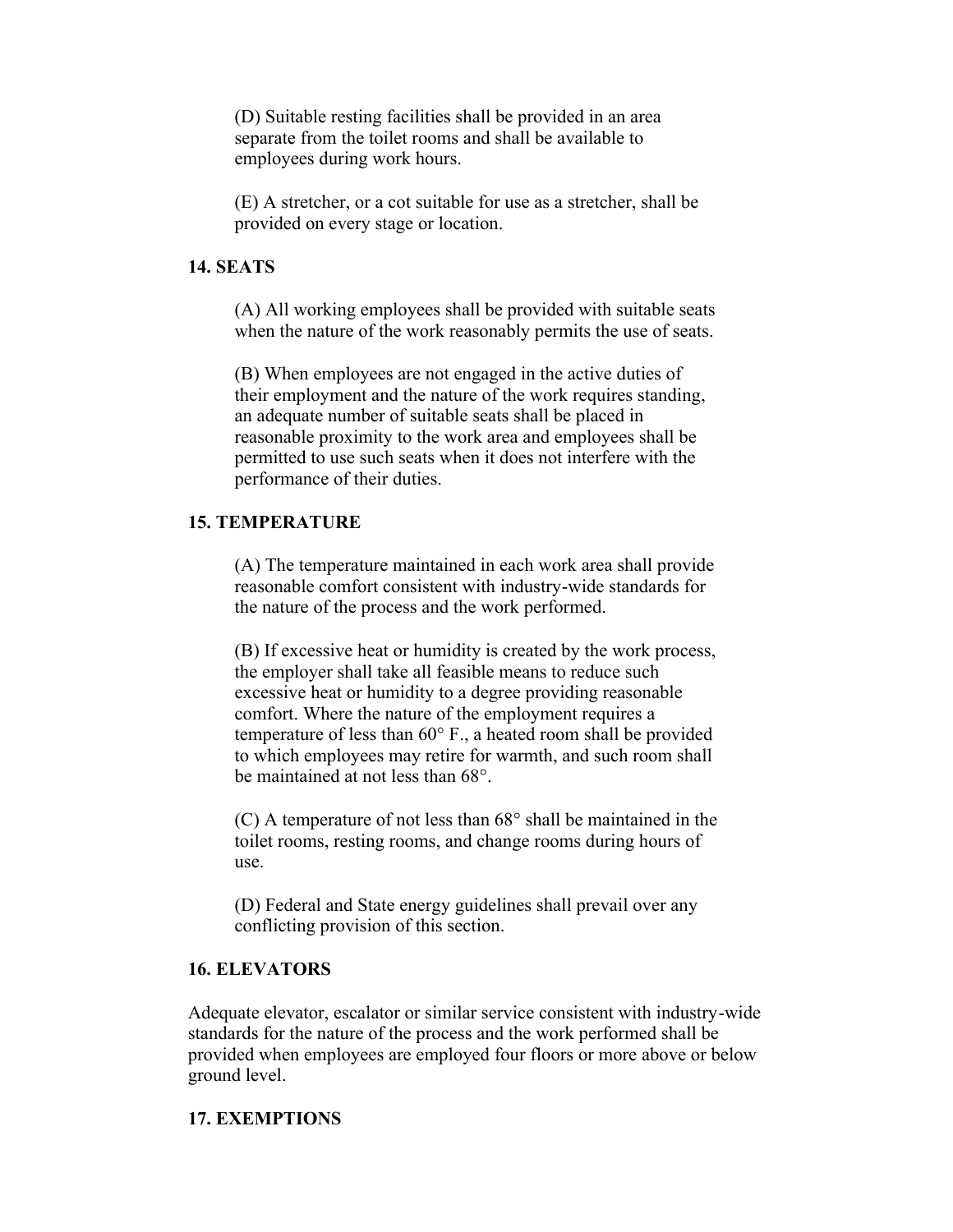(D) Suitable resting facilities shall be provided in an area separate from the toilet rooms and shall be available to employees during work hours.

(E) A stretcher, or a cot suitable for use as a stretcher, shall be provided on every stage or location.

## 14. SEATS

(A) All working employees shall be provided with suitable seats when the nature of the work reasonably permits the use of seats.

(B) When employees are not engaged in the active duties of their employment and the nature of the work requires standing, an adequate number of suitable seats shall be placed in reasonable proximity to the work area and employees shall be permitted to use such seats when it does not interfere with the performance of their duties.

## 15. TEMPERATURE

(A) The temperature maintained in each work area shall provide reasonable comfort consistent with industry-wide standards for the nature of the process and the work performed.

(B) If excessive heat or humidity is created by the work process, the employer shall take all feasible means to reduce such excessive heat or humidity to a degree providing reasonable comfort. Where the nature of the employment requires a temperature of less than 60° F., a heated room shall be provided to which employees may retire for warmth, and such room shall be maintained at not less than 68°.

(C) A temperature of not less than 68° shall be maintained in the toilet rooms, resting rooms, and change rooms during hours of use.

(D) Federal and State energy guidelines shall prevail over any conflicting provision of this section.

## 16. ELEVATORS

Adequate elevator, escalator or similar service consistent with industry-wide standards for the nature of the process and the work performed shall be provided when employees are employed four floors or more above or below ground level.

## 17. EXEMPTIONS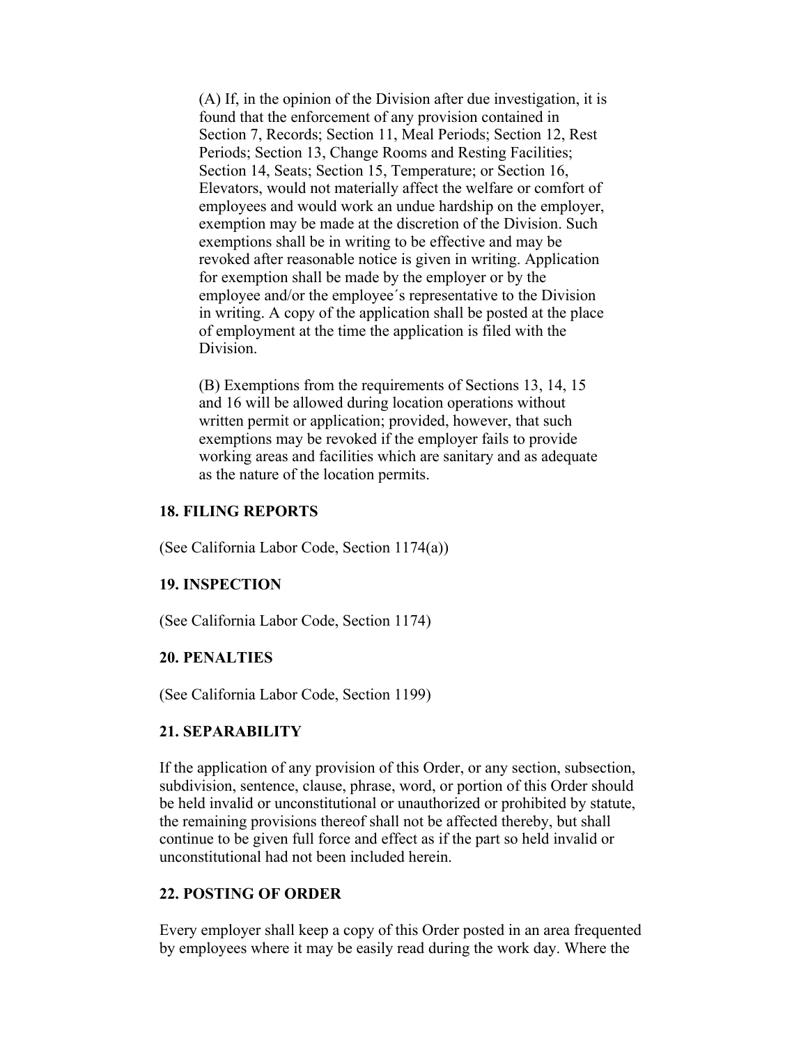(A) If, in the opinion of the Division after due investigation, it is found that the enforcement of any provision contained in Section 7, Records; Section 11, Meal Periods; Section 12, Rest Periods; Section 13, Change Rooms and Resting Facilities; Section 14, Seats; Section 15, Temperature; or Section 16, Elevators, would not materially affect the welfare or comfort of employees and would work an undue hardship on the employer, exemption may be made at the discretion of the Division. Such exemptions shall be in writing to be effective and may be revoked after reasonable notice is given in writing. Application for exemption shall be made by the employer or by the employee and/or the employee´s representative to the Division in writing. A copy of the application shall be posted at the place of employment at the time the application is filed with the Division.

(B) Exemptions from the requirements of Sections 13, 14, 15 and 16 will be allowed during location operations without written permit or application; provided, however, that such exemptions may be revoked if the employer fails to provide working areas and facilities which are sanitary and as adequate as the nature of the location permits.

### 18. FILING REPORTS

(See California Labor Code, Section 1174(a))

### 19. INSPECTION

(See California Labor Code, Section 1174)

### 20. PENALTIES

(See California Labor Code, Section 1199)

### 21. SEPARABILITY

If the application of any provision of this Order, or any section, subsection, subdivision, sentence, clause, phrase, word, or portion of this Order should be held invalid or unconstitutional or unauthorized or prohibited by statute, the remaining provisions thereof shall not be affected thereby, but shall continue to be given full force and effect as if the part so held invalid or unconstitutional had not been included herein.

### 22. POSTING OF ORDER

Every employer shall keep a copy of this Order posted in an area frequented by employees where it may be easily read during the work day. Where the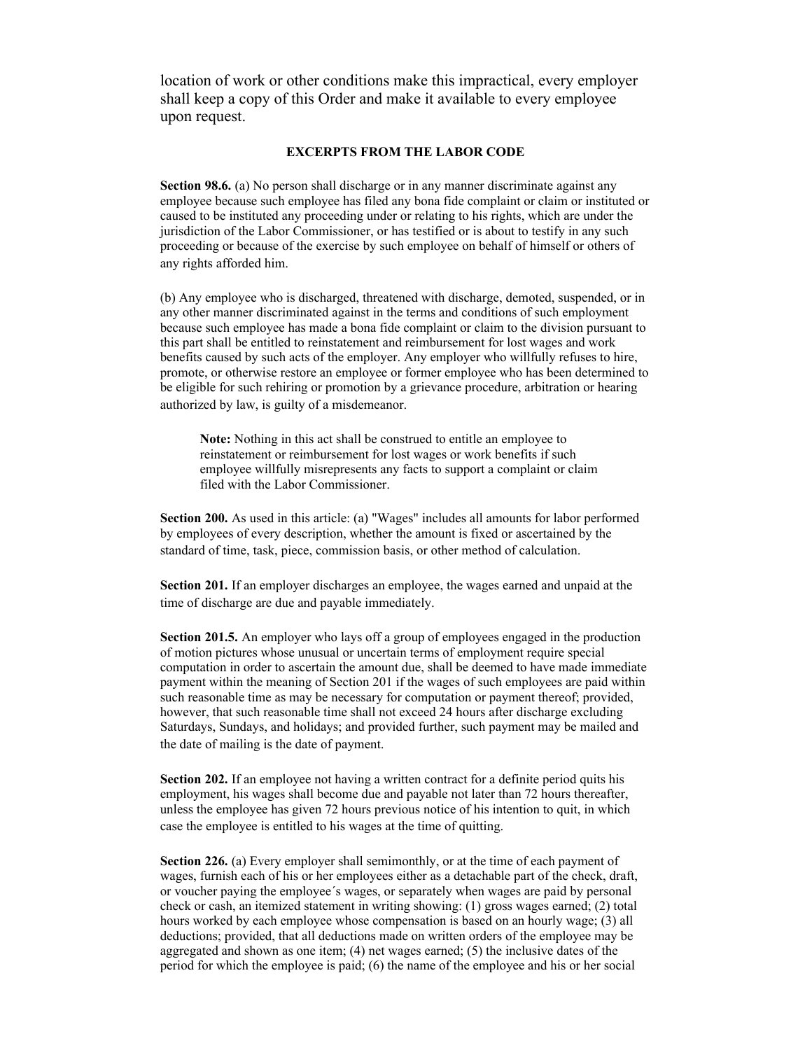location of work or other conditions make this impractical, every employer shall keep a copy of this Order and make it available to every employee upon request.

## EXCERPTS FROM THE LABOR CODE

**Section 98.6.** (a) No person shall discharge or in any manner discriminate against any employee because such employee has filed any bona fide complaint or claim or instituted or caused to be instituted any proceeding under or relating to his rights, which are under the jurisdiction of the Labor Commissioner, or has testified or is about to testify in any such proceeding or because of the exercise by such employee on behalf of himself or others of any rights afforded him.

(b) Any employee who is discharged, threatened with discharge, demoted, suspended, or in any other manner discriminated against in the terms and conditions of such employment because such employee has made a bona fide complaint or claim to the division pursuant to this part shall be entitled to reinstatement and reimbursement for lost wages and work benefits caused by such acts of the employer. Any employer who willfully refuses to hire, promote, or otherwise restore an employee or former employee who has been determined to be eligible for such rehiring or promotion by a grievance procedure, arbitration or hearing authorized by law, is guilty of a misdemeanor.

> **Note:** Nothing in this act shall be construed to entitle an employee to reinstatement or reimbursement for lost wages or work benefits if such employee willfully misrepresents any facts to support a complaint or claim filed with the Labor Commissioner.

**Section 200.** As used in this article: (a) "Wages" includes all amounts for labor performed by employees of every description, whether the amount is fixed or ascertained by the standard of time, task, piece, commission basis, or other method of calculation.

**Section 201.** If an employer discharges an employee, the wages earned and unpaid at the time of discharge are due and payable immediately.

**Section 201.5.** An employer who lays off a group of employees engaged in the production of motion pictures whose unusual or uncertain terms of employment require special computation in order to ascertain the amount due, shall be deemed to have made immediate payment within the meaning of Section 201 if the wages of such employees are paid within such reasonable time as may be necessary for computation or payment thereof; provided, however, that such reasonable time shall not exceed 24 hours after discharge excluding Saturdays, Sundays, and holidays; and provided further, such payment may be mailed and the date of mailing is the date of payment.

**Section 202.** If an employee not having a written contract for a definite period quits his employment, his wages shall become due and payable not later than 72 hours thereafter, unless the employee has given 72 hours previous notice of his intention to quit, in which case the employee is entitled to his wages at the time of quitting.

**Section 226.** (a) Every employer shall semimonthly, or at the time of each payment of wages, furnish each of his or her employees either as a detachable part of the check, draft, or voucher paying the employee´s wages, or separately when wages are paid by personal check or cash, an itemized statement in writing showing: (1) gross wages earned; (2) total hours worked by each employee whose compensation is based on an hourly wage; (3) all deductions; provided, that all deductions made on written orders of the employee may be aggregated and shown as one item; (4) net wages earned; (5) the inclusive dates of the period for which the employee is paid; (6) the name of the employee and his or her social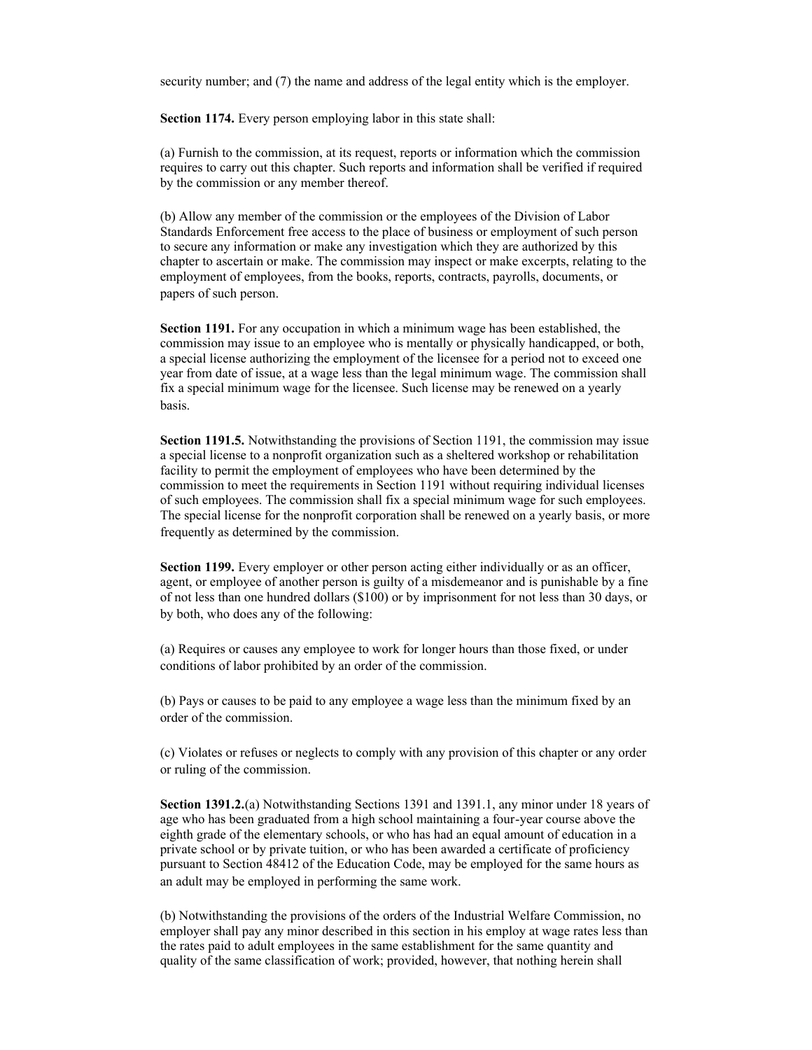security number; and (7) the name and address of the legal entity which is the employer.

**Section 1174.** Every person employing labor in this state shall:

(a) Furnish to the commission, at its request, reports or information which the commission requires to carry out this chapter. Such reports and information shall be verified if required by the commission or any member thereof.

(b) Allow any member of the commission or the employees of the Division of Labor Standards Enforcement free access to the place of business or employment of such person to secure any information or make any investigation which they are authorized by this chapter to ascertain or make. The commission may inspect or make excerpts, relating to the employment of employees, from the books, reports, contracts, payrolls, documents, or papers of such person.

**Section 1191.** For any occupation in which a minimum wage has been established, the commission may issue to an employee who is mentally or physically handicapped, or both, a special license authorizing the employment of the licensee for a period not to exceed one year from date of issue, at a wage less than the legal minimum wage. The commission shall fix a special minimum wage for the licensee. Such license may be renewed on a yearly basis.

**Section 1191.5.** Notwithstanding the provisions of Section 1191, the commission may issue a special license to a nonprofit organization such as a sheltered workshop or rehabilitation facility to permit the employment of employees who have been determined by the commission to meet the requirements in Section 1191 without requiring individual licenses of such employees. The commission shall fix a special minimum wage for such employees. The special license for the nonprofit corporation shall be renewed on a yearly basis, or more frequently as determined by the commission.

**Section 1199.** Every employer or other person acting either individually or as an officer, agent, or employee of another person is guilty of a misdemeanor and is punishable by a fine of not less than one hundred dollars ($100) or by imprisonment for not less than 30 days, or by both, who does any of the following:

(a) Requires or causes any employee to work for longer hours than those fixed, or under conditions of labor prohibited by an order of the commission.

(b) Pays or causes to be paid to any employee a wage less than the minimum fixed by an order of the commission.

(c) Violates or refuses or neglects to comply with any provision of this chapter or any order or ruling of the commission.

**Section 1391.2.**(a) Notwithstanding Sections 1391 and 1391.1, any minor under 18 years of age who has been graduated from a high school maintaining a four-year course above the eighth grade of the elementary schools, or who has had an equal amount of education in a private school or by private tuition, or who has been awarded a certificate of proficiency pursuant to Section 48412 of the Education Code, may be employed for the same hours as an adult may be employed in performing the same work.

(b) Notwithstanding the provisions of the orders of the Industrial Welfare Commission, no employer shall pay any minor described in this section in his employ at wage rates less than the rates paid to adult employees in the same establishment for the same quantity and quality of the same classification of work; provided, however, that nothing herein shall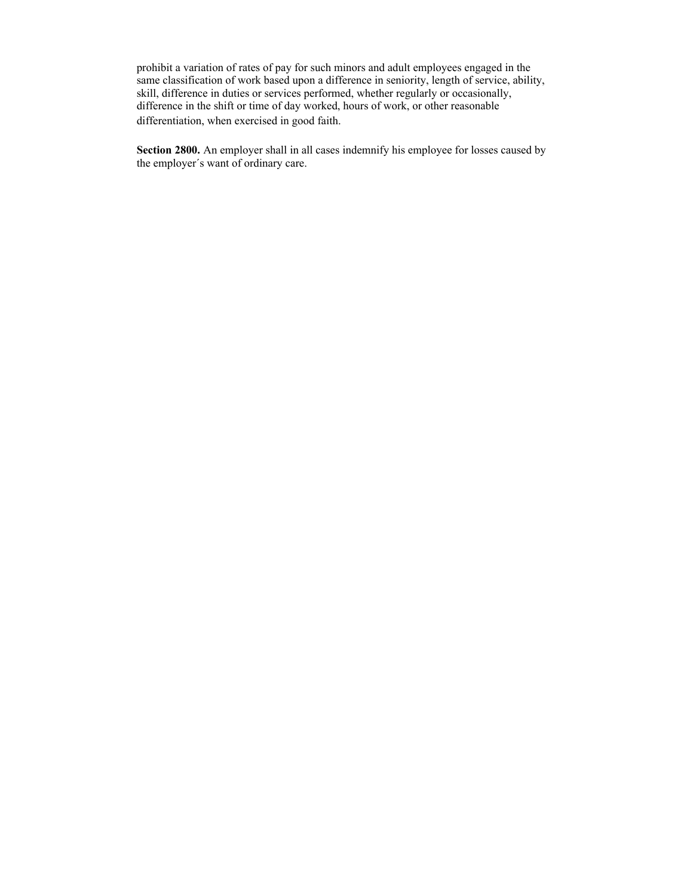prohibit a variation of rates of pay for such minors and adult employees engaged in the same classification of work based upon a difference in seniority, length of service, ability, skill, difference in duties or services performed, whether regularly or occasionally, difference in the shift or time of day worked, hours of work, or other reasonable differentiation, when exercised in good faith.

**Section 2800.** An employer shall in all cases indemnify his employee for losses caused by the employer´s want of ordinary care.